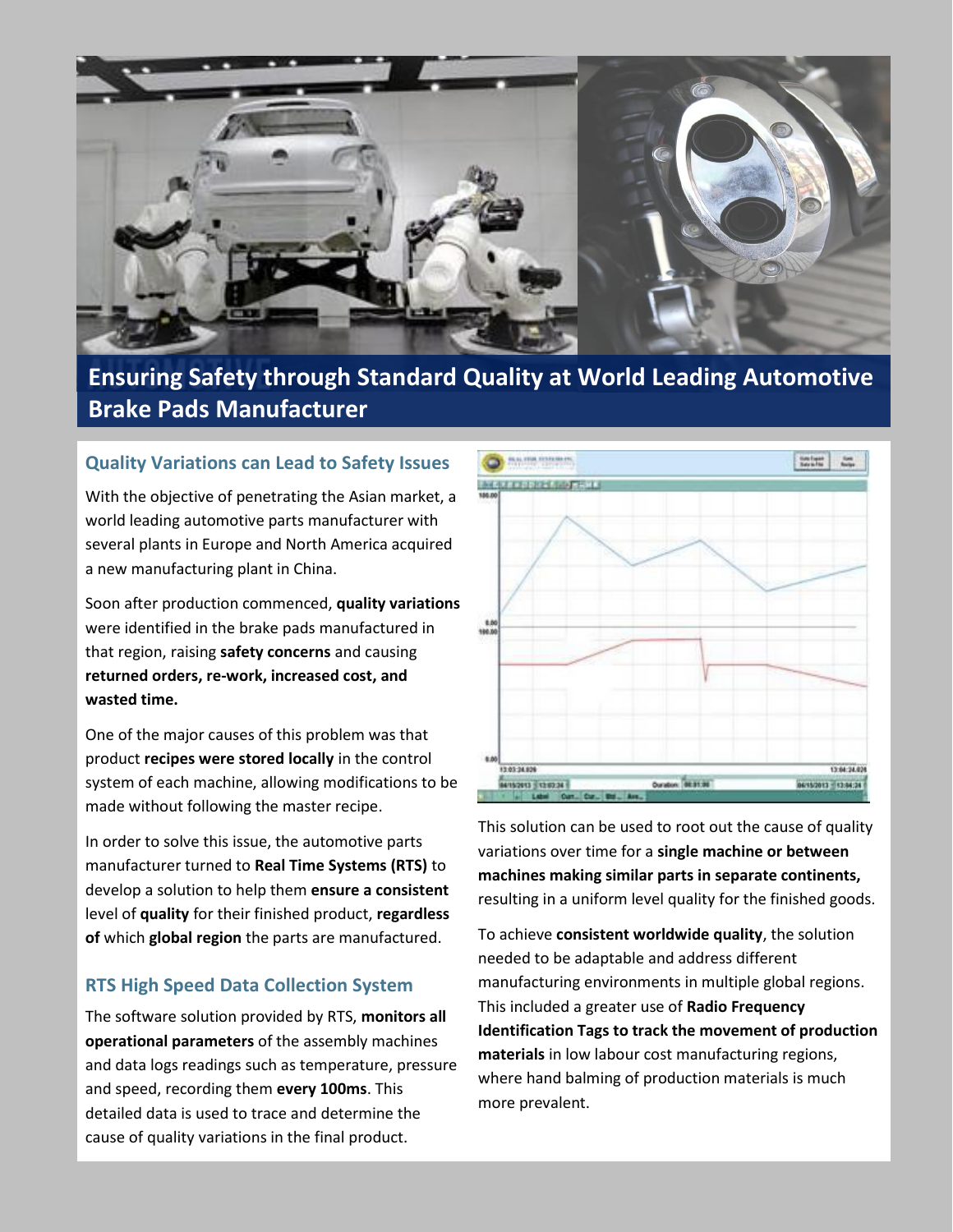# Ensuring Safety through Standard Quality at World Leading Automotive Brake Pads Manufacturer

## Quality Variations can Lead to Safety Issues

With the objective of penetrating the Asian market, a world leading automotive parts manufacturer with several plants in Europe and North America acquired a new manufacturing plant in China.

Soon after production commenced, **quality variations** were identified in the brake pads manufactured in that region, raising **safety concerns** and causing **returned orders, re-work, increased cost, and wasted time.**

One of the major causes of this problem was that product **recipes were stored locally** in the control system of each machine, allowing modifications to be made without following the master recipe.

In order to solve this issue, the automotive parts manufacturer turned to **Real Time Systems (RTS)** to develop a solution to help them **ensure a consistent** level of **quality** for their finished product, **regardless of** which **global region** the parts are manufactured.

## RTS High Speed Data Collection System

The software solution provided by RTS, **monitors all operational parameters** of the assembly machines and data logs readings such as temperature, pressure and speed, recording them **every 100ms**. This detailed data is used to trace and determine the cause of quality variations in the final product.

This solution can be used to root out the cause of quality variations over time for a **single machine or between machines making similar parts in separate continents,** resulting in a uniform level quality for the finished goods.

To achieve **consistent worldwide quality**, the solution needed to be adaptable and address different manufacturing environments in multiple global regions. This included a greater use of **Radio Frequency Identification Tags to track the movement of production materials** in low labour cost manufacturing regions, where hand balming of production materials is much more prevalent.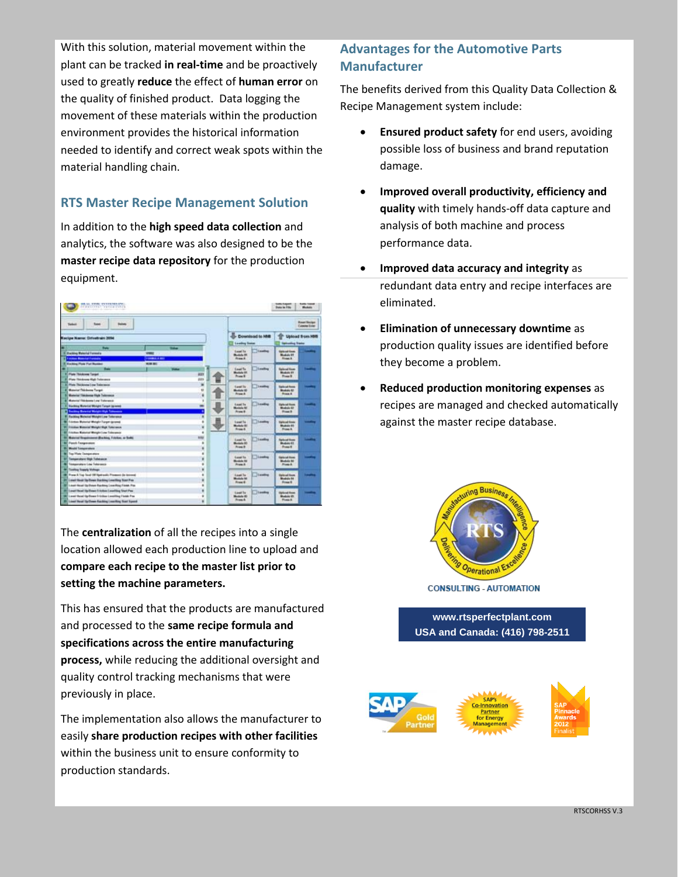With this solution, material movement within the plant can be tracked **in real-time** and be proactively used to greatly **reduce** the effect of **human error** on the quality of finished product. Data logging the movement of these materials within the production environment provides the historical information needed to identify and correct weak spots within the material handling chain.

## RTS Master Recipe Management Solution

In addition to the **high speed data collection** and analytics, the software was also designed to be the **master recipe data repository** for the production equipment.

The **centralization** of all the recipes into a single location allowed each production line to upload and **compare each recipe to the master list prior to setting the machine parameters.**

This has ensured that the products are manufactured and processed to the **same recipe formula and specifications across the entire manufacturing process,** while reducing the additional oversight and quality control tracking mechanisms that were previously in place.

The implementation also allows the manufacturer to easily **share production recipes with other facilities** within the business unit to ensure conformity to production standards.

## Advantages for the Automotive Parts Manufacturer

The benefits derived from this Quality Data Collection & Recipe Management system include:

- **Ensured product safety** for end users, avoiding possible loss of business and brand reputation damage.
- **Improved overall productivity, efficiency and quality** with timely hands-off data capture and analysis of both machine and process performance data.
- **Improved data accuracy and integrity** as redundant data entry and recipe interfaces are eliminated.
- **Elimination of unnecessary downtime** as production quality issues are identified before they become a problem.
- **Reduced production monitoring expenses** as recipes are managed and checked automatically against the master recipe database.

CONSULTING - AUTOMATION

**www.rtsperfectplant.com**
**USA and Canada: (416) 798-2511**

RTSCORHSS V.3